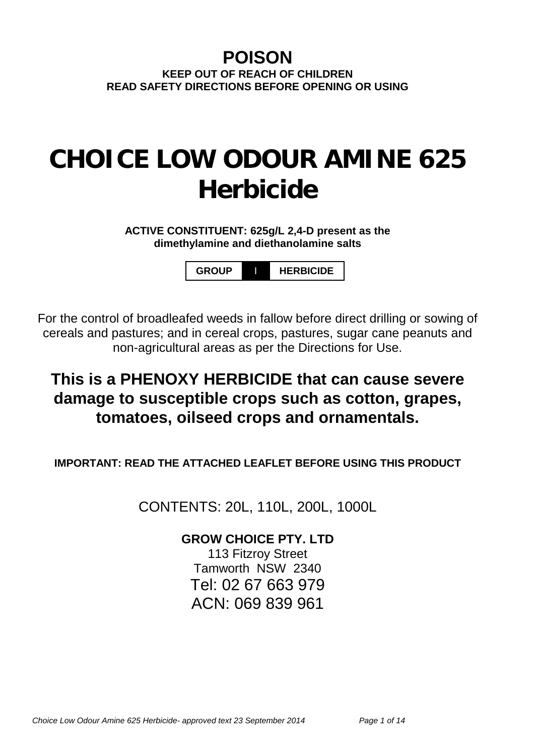# POISON

**KEEP OUT OF REACH OF CHILDREN**
**READ SAFETY DIRECTIONS BEFORE OPENING OR USING**

# CHOICE LOW ODOUR AMINE 625 Herbicide

**ACTIVE CONSTITUENT: 625g/L 2,4-D present as the dimethylamine and diethanolamine salts**

| GROUP | I | HERBICIDE |
|---|---|---|

For the control of broadleafed weeds in fallow before direct drilling or sowing of cereals and pastures; and in cereal crops, pastures, sugar cane peanuts and non-agricultural areas as per the Directions for Use.

## This is a PHENOXY HERBICIDE that can cause severe damage to susceptible crops such as cotton, grapes, tomatoes, oilseed crops and ornamentals.

**IMPORTANT: READ THE ATTACHED LEAFLET BEFORE USING THIS PRODUCT**

CONTENTS: 20L, 110L, 200L, 1000L

**GROW CHOICE PTY. LTD**
113 Fitzroy Street
Tamworth NSW 2340
Tel: 02 67 663 979
ACN: 069 839 961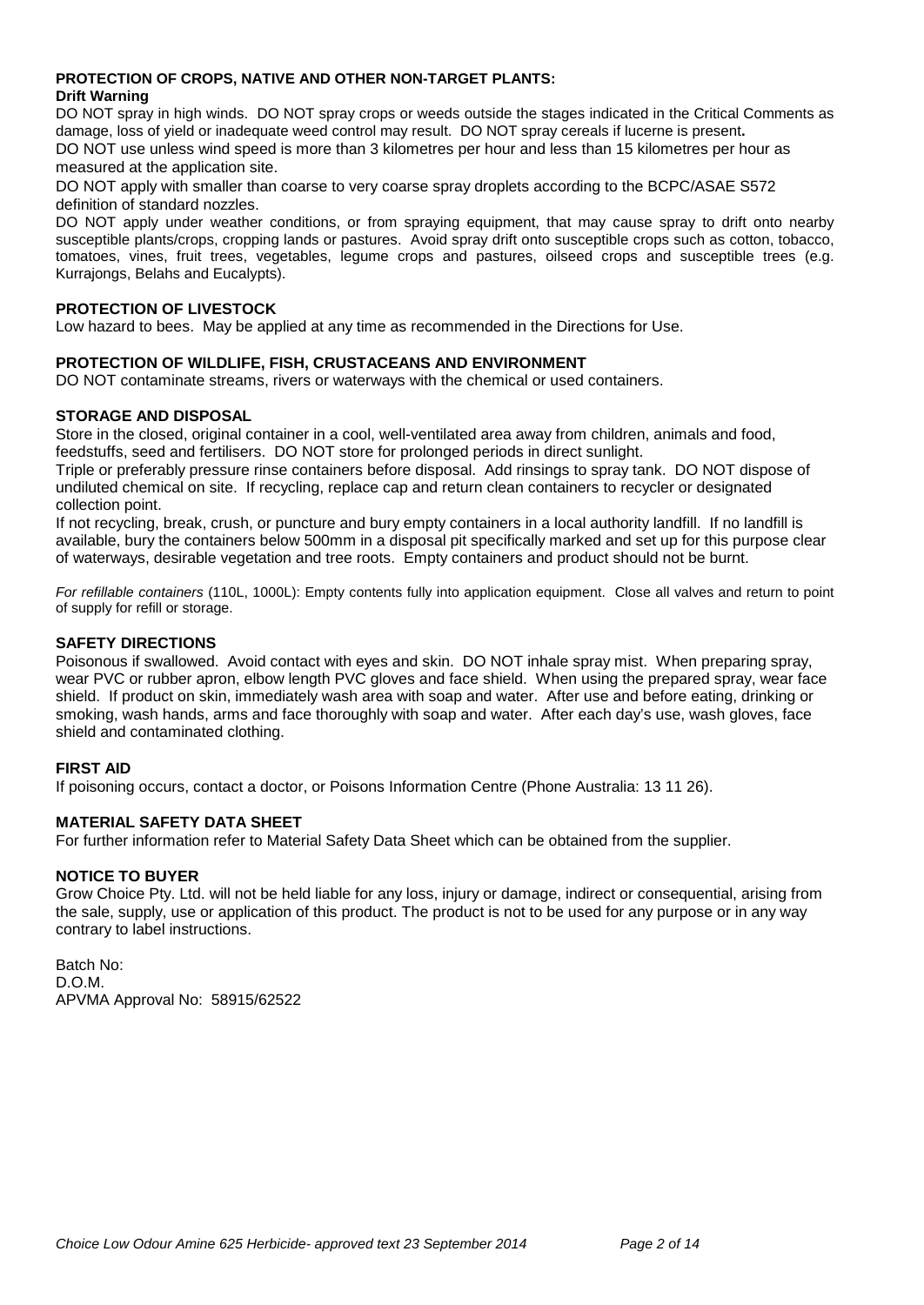### PROTECTION OF CROPS, NATIVE AND OTHER NON-TARGET PLANTS:

**Drift Warning**

DO NOT spray in high winds. DO NOT spray crops or weeds outside the stages indicated in the Critical Comments as damage, loss of yield or inadequate weed control may result. DO NOT spray cereals if lucerne is present**.**

DO NOT use unless wind speed is more than 3 kilometres per hour and less than 15 kilometres per hour as measured at the application site.

DO NOT apply with smaller than coarse to very coarse spray droplets according to the BCPC/ASAE S572 definition of standard nozzles.

DO NOT apply under weather conditions, or from spraying equipment, that may cause spray to drift onto nearby susceptible plants/crops, cropping lands or pastures. Avoid spray drift onto susceptible crops such as cotton, tobacco, tomatoes, vines, fruit trees, vegetables, legume crops and pastures, oilseed crops and susceptible trees (e.g. Kurrajongs, Belahs and Eucalypts).

### PROTECTION OF LIVESTOCK

Low hazard to bees. May be applied at any time as recommended in the Directions for Use.

### PROTECTION OF WILDLIFE, FISH, CRUSTACEANS AND ENVIRONMENT

DO NOT contaminate streams, rivers or waterways with the chemical or used containers.

### STORAGE AND DISPOSAL

Store in the closed, original container in a cool, well-ventilated area away from children, animals and food, feedstuffs, seed and fertilisers. DO NOT store for prolonged periods in direct sunlight.

Triple or preferably pressure rinse containers before disposal. Add rinsings to spray tank. DO NOT dispose of undiluted chemical on site. If recycling, replace cap and return clean containers to recycler or designated collection point.

If not recycling, break, crush, or puncture and bury empty containers in a local authority landfill. If no landfill is available, bury the containers below 500mm in a disposal pit specifically marked and set up for this purpose clear of waterways, desirable vegetation and tree roots. Empty containers and product should not be burnt.

*For refillable containers* (110L, 1000L): Empty contents fully into application equipment. Close all valves and return to point of supply for refill or storage.

### SAFETY DIRECTIONS

Poisonous if swallowed. Avoid contact with eyes and skin. DO NOT inhale spray mist. When preparing spray, wear PVC or rubber apron, elbow length PVC gloves and face shield. When using the prepared spray, wear face shield. If product on skin, immediately wash area with soap and water. After use and before eating, drinking or smoking, wash hands, arms and face thoroughly with soap and water. After each day's use, wash gloves, face shield and contaminated clothing.

### FIRST AID

If poisoning occurs, contact a doctor, or Poisons Information Centre (Phone Australia: 13 11 26).

### MATERIAL SAFETY DATA SHEET

For further information refer to Material Safety Data Sheet which can be obtained from the supplier.

### NOTICE TO BUYER

Grow Choice Pty. Ltd. will not be held liable for any loss, injury or damage, indirect or consequential, arising from the sale, supply, use or application of this product. The product is not to be used for any purpose or in any way contrary to label instructions.

Batch No:
D.O.M.
APVMA Approval No: 58915/62522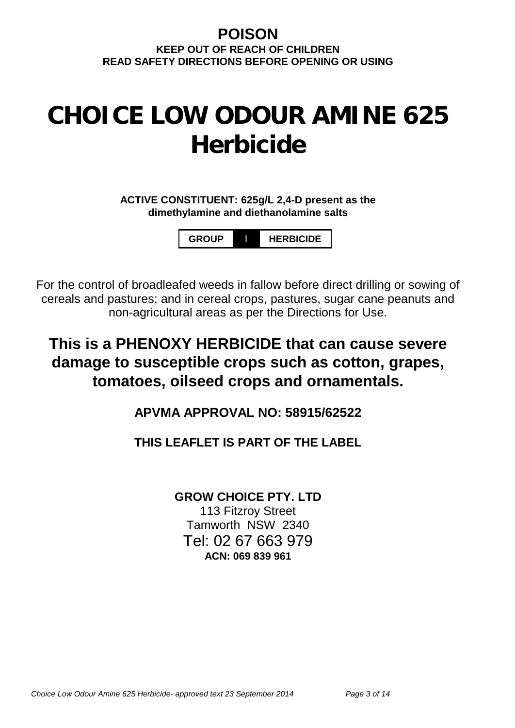**POISON**

**KEEP OUT OF REACH OF CHILDREN**

**READ SAFETY DIRECTIONS BEFORE OPENING OR USING**

# CHOICE LOW ODOUR AMINE 625 Herbicide

**ACTIVE CONSTITUENT: 625g/L 2,4-D present as the dimethylamine and diethanolamine salts**

| GROUP | I | HERBICIDE |
|---|---|---|

For the control of broadleafed weeds in fallow before direct drilling or sowing of cereals and pastures; and in cereal crops, pastures, sugar cane peanuts and non-agricultural areas as per the Directions for Use.

## This is a PHENOXY HERBICIDE that can cause severe damage to susceptible crops such as cotton, grapes, tomatoes, oilseed crops and ornamentals.

**APVMA APPROVAL NO: 58915/62522**

**THIS LEAFLET IS PART OF THE LABEL**

**GROW CHOICE PTY. LTD**
113 Fitzroy Street
Tamworth NSW 2340
Tel: 02 67 663 979
**ACN: 069 839 961**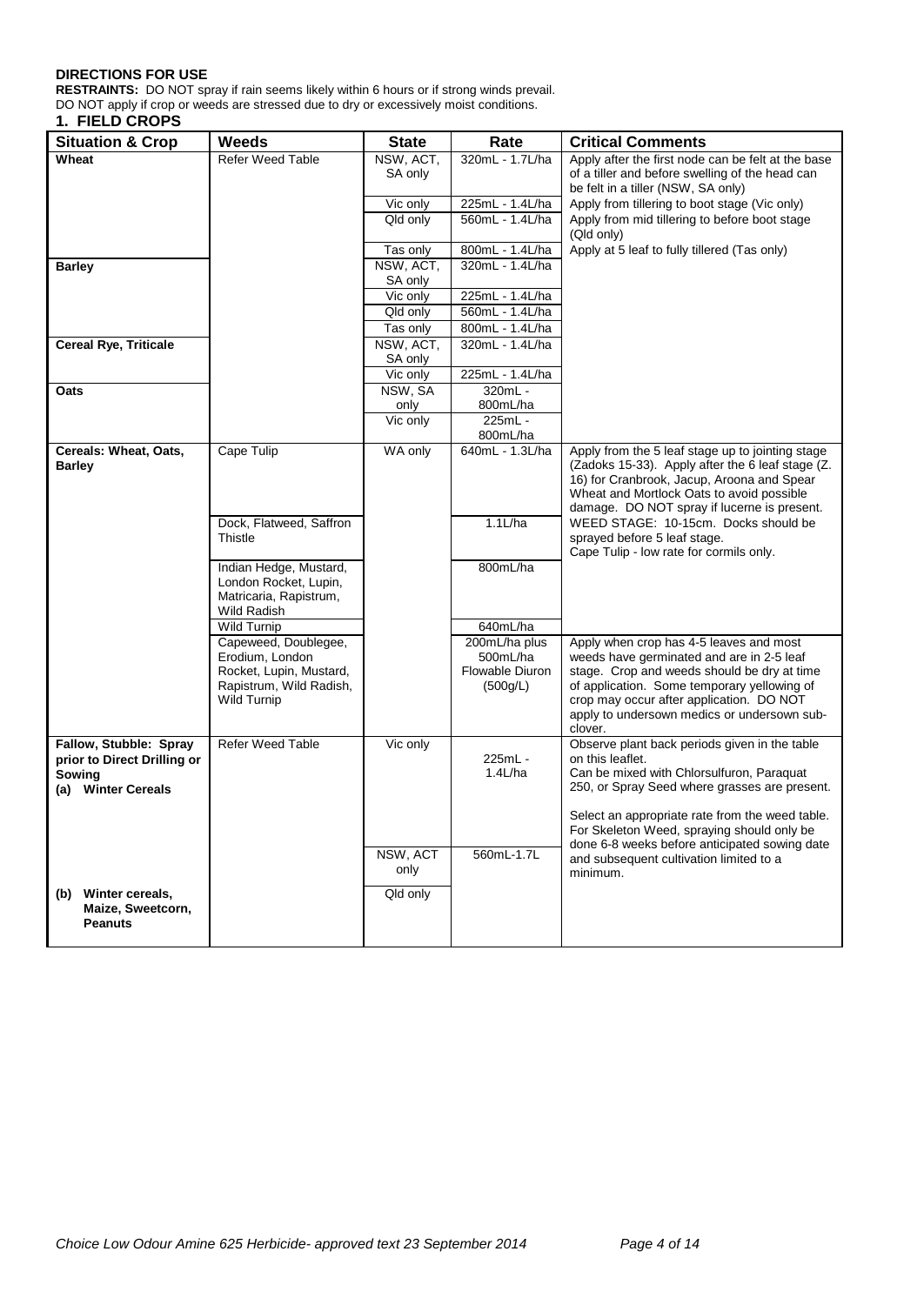**DIRECTIONS FOR USE**

**RESTRAINTS:** DO NOT spray if rain seems likely within 6 hours or if strong winds prevail.
DO NOT apply if crop or weeds are stressed due to dry or excessively moist conditions.

**1. FIELD CROPS**

| Situation & Crop | Weeds | State | Rate | Critical Comments |
|---|---|---|---|---|
| **Wheat** | Refer Weed Table | NSW, ACT, SA only | 320mL - 1.7L/ha | Apply after the first node can be felt at the base of a tiller and before swelling of the head can be felt in a tiller (NSW, SA only) |
| | | Vic only | 225mL - 1.4L/ha | Apply from tillering to boot stage (Vic only) |
| | | Qld only | 560mL - 1.4L/ha | Apply from mid tillering to before boot stage (Qld only) |
| | | Tas only | 800mL - 1.4L/ha | Apply at 5 leaf to fully tillered (Tas only) |
| **Barley** | | NSW, ACT, SA only | 320mL - 1.4L/ha | |
| | | Vic only | 225mL - 1.4L/ha | |
| | | Qld only | 560mL - 1.4L/ha | |
| | | Tas only | 800mL - 1.4L/ha | |
| **Cereal Rye, Triticale** | | NSW, ACT, SA only | 320mL - 1.4L/ha | |
| | | Vic only | 225mL - 1.4L/ha | |
| **Oats** | | NSW, SA only | 320mL - 800mL/ha | |
| | | Vic only | 225mL - 800mL/ha | |
| **Cereals: Wheat, Oats, Barley** | Cape Tulip | WA only | 640mL - 1.3L/ha | Apply from the 5 leaf stage up to jointing stage (Zadoks 15-33). Apply after the 6 leaf stage (Z. 16) for Cranbrook, Jacup, Aroona and Spear Wheat and Mortlock Oats to avoid possible damage. DO NOT spray if lucerne is present. |
| | Dock, Flatweed, Saffron Thistle | | 1.1L/ha | WEED STAGE: 10-15cm. Docks should be sprayed before 5 leaf stage. Cape Tulip - low rate for cormils only. |
| | Indian Hedge, Mustard, London Rocket, Lupin, Matricaria, Rapistrum, Wild Radish | | 800mL/ha | |
| | Wild Turnip | | 640mL/ha | |
| | Capeweed, Doublegee, Erodium, London Rocket, Lupin, Mustard, Rapistrum, Wild Radish, Wild Turnip | | 200mL/ha plus 500mL/ha Flowable Diuron (500g/L) | Apply when crop has 4-5 leaves and most weeds have germinated and are in 2-5 leaf stage. Crop and weeds should be dry at time of application. Some temporary yellowing of crop may occur after application. DO NOT apply to undersown medics or undersown sub-clover. |
| **Fallow, Stubble: Spray prior to Direct Drilling or Sowing (a) Winter Cereals** | Refer Weed Table | Vic only | 225mL - 1.4L/ha | Observe plant back periods given in the table on this leaflet. Can be mixed with Chlorsulfuron, Paraquat 250, or Spray Seed where grasses are present. Select an appropriate rate from the weed table. For Skeleton Weed, spraying should only be done 6-8 weeks before anticipated sowing date and subsequent cultivation limited to a minimum. |
| | | NSW, ACT only | 560mL-1.7L | |
| **(b) Winter cereals, Maize, Sweetcorn, Peanuts** | | Qld only | | |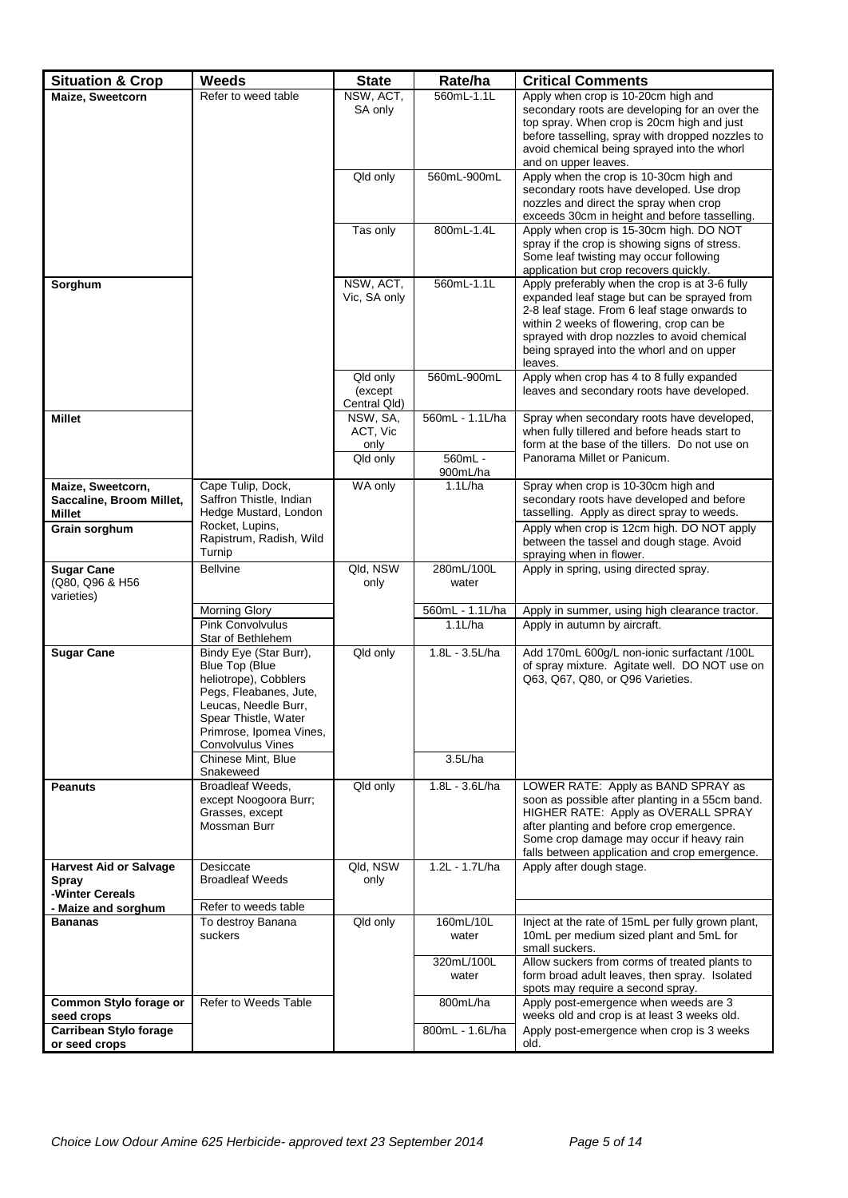| Situation & Crop | Weeds | State | Rate/ha | Critical Comments |
|---|---|---|---|---|
| **Maize, Sweetcorn** | Refer to weed table | NSW, ACT, SA only | 560mL-1.1L | Apply when crop is 10-20cm high and secondary roots are developing for an over the top spray. When crop is 20cm high and just before tasselling, spray with dropped nozzles to avoid chemical being sprayed into the whorl and on upper leaves. |
| | | Qld only | 560mL-900mL | Apply when the crop is 10-30cm high and secondary roots have developed. Use drop nozzles and direct the spray when crop exceeds 30cm in height and before tasselling. |
| | | Tas only | 800mL-1.4L | Apply when crop is 15-30cm high. DO NOT spray if the crop is showing signs of stress. Some leaf twisting may occur following application but crop recovers quickly. |
| **Sorghum** | | NSW, ACT, Vic, SA only | 560mL-1.1L | Apply preferably when the crop is at 3-6 fully expanded leaf stage but can be sprayed from 2-8 leaf stage. From 6 leaf stage onwards to within 2 weeks of flowering, crop can be sprayed with drop nozzles to avoid chemical being sprayed into the whorl and on upper leaves. |
| | | Qld only (except Central Qld) | 560mL-900mL | Apply when crop has 4 to 8 fully expanded leaves and secondary roots have developed. |
| **Millet** | | NSW, SA, ACT, Vic only | 560mL - 1.1L/ha | Spray when secondary roots have developed, when fully tillered and before heads start to form at the base of the tillers. Do not use on Panorama Millet or Panicum. |
| | | Qld only | 560mL - 900mL/ha | |
| **Maize, Sweetcorn, Saccaline, Broom Millet, Millet** | Cape Tulip, Dock, Saffron Thistle, Indian Hedge Mustard, London Rocket, Lupins, Rapistrum, Radish, Wild Turnip | WA only | 1.1L/ha | Spray when crop is 10-30cm high and secondary roots have developed and before tasselling. Apply as direct spray to weeds. |
| **Grain sorghum** | | | | Apply when crop is 12cm high. DO NOT apply between the tassel and dough stage. Avoid spraying when in flower. |
| **Sugar Cane** (Q80, Q96 & H56 varieties) | Bellvine | Qld, NSW only | 280mL/100L water | Apply in spring, using directed spray. |
| | Morning Glory | | 560mL - 1.1L/ha | Apply in summer, using high clearance tractor. |
| | Pink Convolvulus Star of Bethlehem | | 1.1L/ha | Apply in autumn by aircraft. |
| **Sugar Cane** | Bindy Eye (Star Burr), Blue Top (Blue heliotrope), Cobblers Pegs, Fleabanes, Jute, Leucas, Needle Burr, Spear Thistle, Water Primrose, Ipomea Vines, Convolvulus Vines | Qld only | 1.8L - 3.5L/ha | Add 170mL 600g/L non-ionic surfactant /100L of spray mixture. Agitate well. DO NOT use on Q63, Q67, Q80, or Q96 Varieties. |
| | Chinese Mint, Blue Snakeweed | | 3.5L/ha | |
| **Peanuts** | Broadleaf Weeds, except Noogoora Burr; Grasses, except Mossman Burr | Qld only | 1.8L - 3.6L/ha | LOWER RATE: Apply as BAND SPRAY as soon as possible after planting in a 55cm band. HIGHER RATE: Apply as OVERALL SPRAY after planting and before crop emergence. Some crop damage may occur if heavy rain falls between application and crop emergence. |
| **Harvest Aid or Salvage Spray -Winter Cereals** | Desiccate Broadleaf Weeds | Qld, NSW only | 1.2L - 1.7L/ha | Apply after dough stage. |
| **- Maize and sorghum** | Refer to weeds table | | | |
| **Bananas** | To destroy Banana suckers | Qld only | 160mL/10L water | Inject at the rate of 15mL per fully grown plant, 10mL per medium sized plant and 5mL for small suckers. |
| | | | 320mL/100L water | Allow suckers from corms of treated plants to form broad adult leaves, then spray. Isolated spots may require a second spray. |
| **Common Stylo forage or seed crops** | Refer to Weeds Table | | 800mL/ha | Apply post-emergence when weeds are 3 weeks old and crop is at least 3 weeks old. |
| **Carribean Stylo forage or seed crops** | | | 800mL - 1.6L/ha | Apply post-emergence when crop is 3 weeks old. |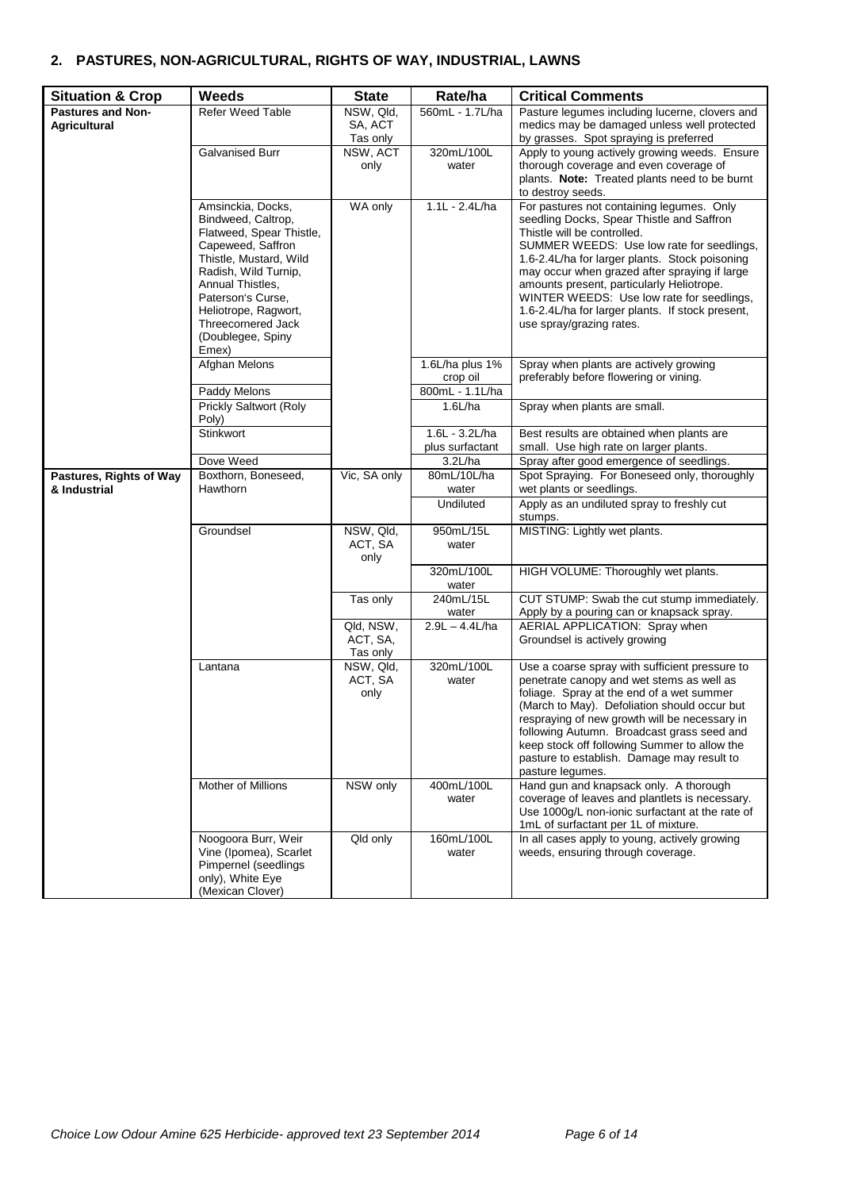## 2. PASTURES, NON-AGRICULTURAL, RIGHTS OF WAY, INDUSTRIAL, LAWNS

| Situation & Crop | Weeds | State | Rate/ha | Critical Comments |
|---|---|---|---|---|
| **Pastures and Non-Agricultural** | Refer Weed Table | NSW, Qld, SA, ACT Tas only | 560mL - 1.7L/ha | Pasture legumes including lucerne, clovers and medics may be damaged unless well protected by grasses. Spot spraying is preferred |
| | Galvanised Burr | NSW, ACT only | 320mL/100L water | Apply to young actively growing weeds. Ensure thorough coverage and even coverage of plants. **Note:** Treated plants need to be burnt to destroy seeds. |
| | Amsinckia, Docks, Bindweed, Caltrop, Flatweed, Spear Thistle, Capeweed, Saffron Thistle, Mustard, Wild Radish, Wild Turnip, Annual Thistles, Paterson's Curse, Heliotrope, Ragwort, Threecornered Jack (Doublegee, Spiny Emex) | WA only | 1.1L - 2.4L/ha | For pastures not containing legumes. Only seedling Docks, Spear Thistle and Saffron Thistle will be controlled. SUMMER WEEDS: Use low rate for seedlings, 1.6-2.4L/ha for larger plants. Stock poisoning may occur when grazed after spraying if large amounts present, particularly Heliotrope. WINTER WEEDS: Use low rate for seedlings, 1.6-2.4L/ha for larger plants. If stock present, use spray/grazing rates. |
| | Afghan Melons | | 1.6L/ha plus 1% crop oil | Spray when plants are actively growing preferably before flowering or vining. |
| | Paddy Melons | | 800mL - 1.1L/ha | |
| | Prickly Saltwort (Roly Poly) | | 1.6L/ha | Spray when plants are small. |
| | Stinkwort | | 1.6L - 3.2L/ha plus surfactant | Best results are obtained when plants are small. Use high rate on larger plants. |
| | Dove Weed | | 3.2L/ha | Spray after good emergence of seedlings. |
| **Pastures, Rights of Way & Industrial** | Boxthorn, Boneseed, Hawthorn | Vic, SA only | 80mL/10L/ha water | Spot Spraying. For Boneseed only, thoroughly wet plants or seedlings. |
| | | | Undiluted | Apply as an undiluted spray to freshly cut stumps. |
| | Groundsel | NSW, Qld, ACT, SA only | 950mL/15L water | MISTING: Lightly wet plants. |
| | | | 320mL/100L water | HIGH VOLUME: Thoroughly wet plants. |
| | | Tas only | 240mL/15L water | CUT STUMP: Swab the cut stump immediately. Apply by a pouring can or knapsack spray. |
| | | Qld, NSW, ACT, SA, Tas only | 2.9L – 4.4L/ha | AERIAL APPLICATION: Spray when Groundsel is actively growing |
| | Lantana | NSW, Qld, ACT, SA only | 320mL/100L water | Use a coarse spray with sufficient pressure to penetrate canopy and wet stems as well as foliage. Spray at the end of a wet summer (March to May). Defoliation should occur but respraying of new growth will be necessary in following Autumn. Broadcast grass seed and keep stock off following Summer to allow the pasture to establish. Damage may result to pasture legumes. |
| | Mother of Millions | NSW only | 400mL/100L water | Hand gun and knapsack only. A thorough coverage of leaves and plantlets is necessary. Use 1000g/L non-ionic surfactant at the rate of 1mL of surfactant per 1L of mixture. |
| | Noogoora Burr, Weir Vine (Ipomea), Scarlet Pimpernel (seedlings only), White Eye (Mexican Clover) | Qld only | 160mL/100L water | In all cases apply to young, actively growing weeds, ensuring through coverage. |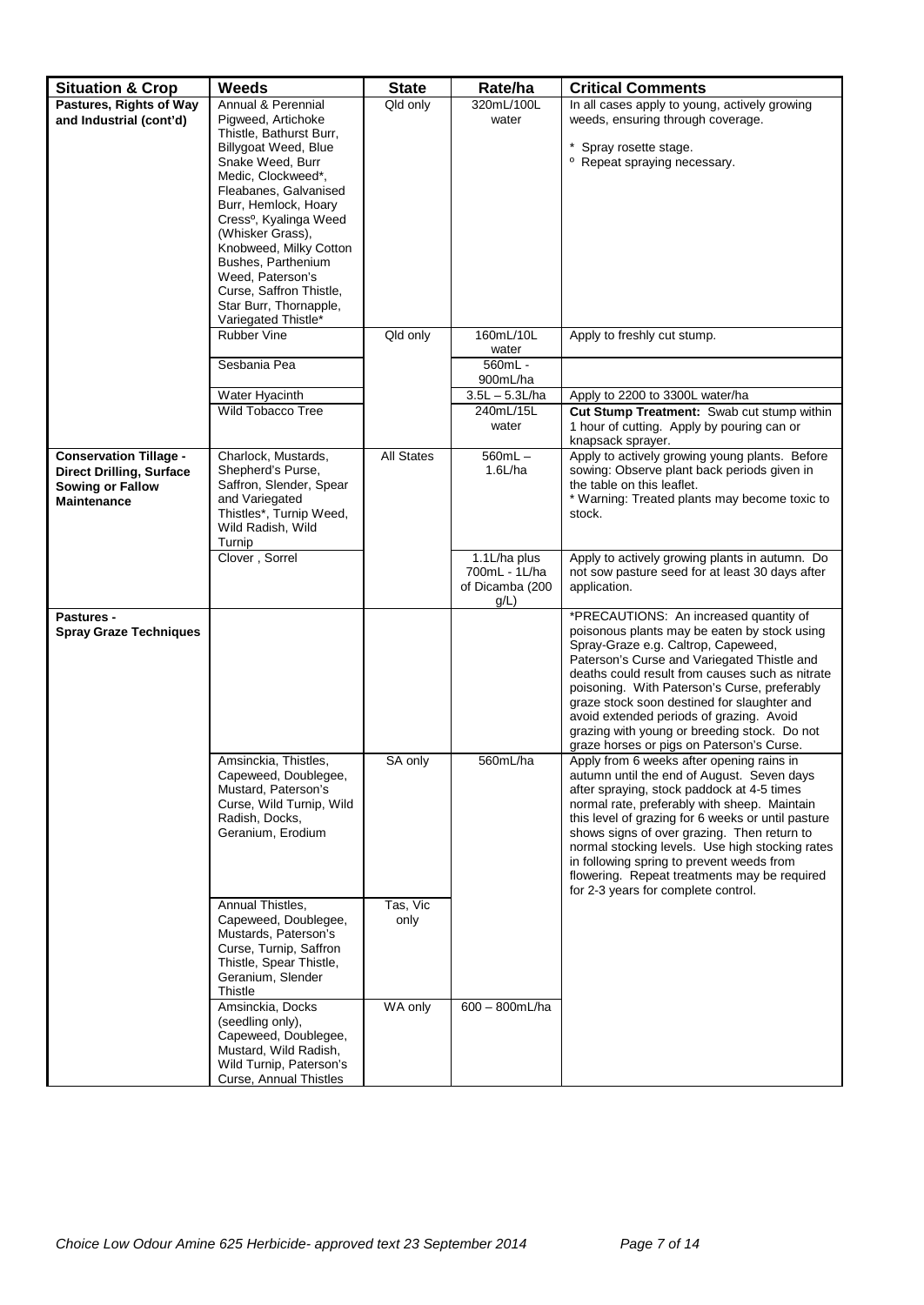| Situation & Crop | Weeds | State | Rate/ha | Critical Comments |
|---|---|---|---|---|
| **Pastures, Rights of Way and Industrial (cont'd)** | Annual & Perennial Pigweed, Artichoke Thistle, Bathurst Burr, Billygoat Weed, Blue Snake Weed, Burr Medic, Clockweed*, Fleabanes, Galvanised Burr, Hemlock, Hoary Cressº, Kyalinga Weed (Whisker Grass), Knobweed, Milky Cotton Bushes, Parthenium Weed, Paterson's Curse, Saffron Thistle, Star Burr, Thornapple, Variegated Thistle* | Qld only | 320mL/100L water | In all cases apply to young, actively growing weeds, ensuring through coverage.<br><br>* Spray rosette stage.<br>º Repeat spraying necessary. |
| | Rubber Vine | Qld only | 160mL/10L water | Apply to freshly cut stump. |
| | Sesbania Pea | | 560mL - 900mL/ha | |
| | Water Hyacinth | | 3.5L – 5.3L/ha | Apply to 2200 to 3300L water/ha |
| | Wild Tobacco Tree | | 240mL/15L water | **Cut Stump Treatment:** Swab cut stump within 1 hour of cutting. Apply by pouring can or knapsack sprayer. |
| **Conservation Tillage - Direct Drilling, Surface Sowing or Fallow Maintenance** | Charlock, Mustards, Shepherd's Purse, Saffron, Slender, Spear and Variegated Thistles*, Turnip Weed, Wild Radish, Wild Turnip | All States | 560mL – 1.6L/ha | Apply to actively growing young plants. Before sowing: Observe plant back periods given in the table on this leaflet.<br>* Warning: Treated plants may become toxic to stock. |
| | Clover , Sorrel | | 1.1L/ha plus 700mL - 1L/ha of Dicamba (200 g/L) | Apply to actively growing plants in autumn. Do not sow pasture seed for at least 30 days after application. |
| **Pastures - Spray Graze Techniques** | | | | *PRECAUTIONS: An increased quantity of poisonous plants may be eaten by stock using Spray-Graze e.g. Caltrop, Capeweed, Paterson's Curse and Variegated Thistle and deaths could result from causes such as nitrate poisoning. With Paterson's Curse, preferably graze stock soon destined for slaughter and avoid extended periods of grazing. Avoid grazing with young or breeding stock. Do not graze horses or pigs on Paterson's Curse. |
| | Amsinckia, Thistles, Capeweed, Doublegee, Mustard, Paterson's Curse, Wild Turnip, Wild Radish, Docks, Geranium, Erodium | SA only | 560mL/ha | Apply from 6 weeks after opening rains in autumn until the end of August. Seven days after spraying, stock paddock at 4-5 times normal rate, preferably with sheep. Maintain this level of grazing for 6 weeks or until pasture shows signs of over grazing. Then return to normal stocking levels. Use high stocking rates in following spring to prevent weeds from flowering. Repeat treatments may be required for 2-3 years for complete control. |
| | Annual Thistles, Capeweed, Doublegee, Mustards, Paterson's Curse, Turnip, Saffron Thistle, Spear Thistle, Geranium, Slender Thistle | Tas, Vic only | | |
| | Amsinckia, Docks (seedling only), Capeweed, Doublegee, Mustard, Wild Radish, Wild Turnip, Paterson's Curse, Annual Thistles | WA only | 600 – 800mL/ha | |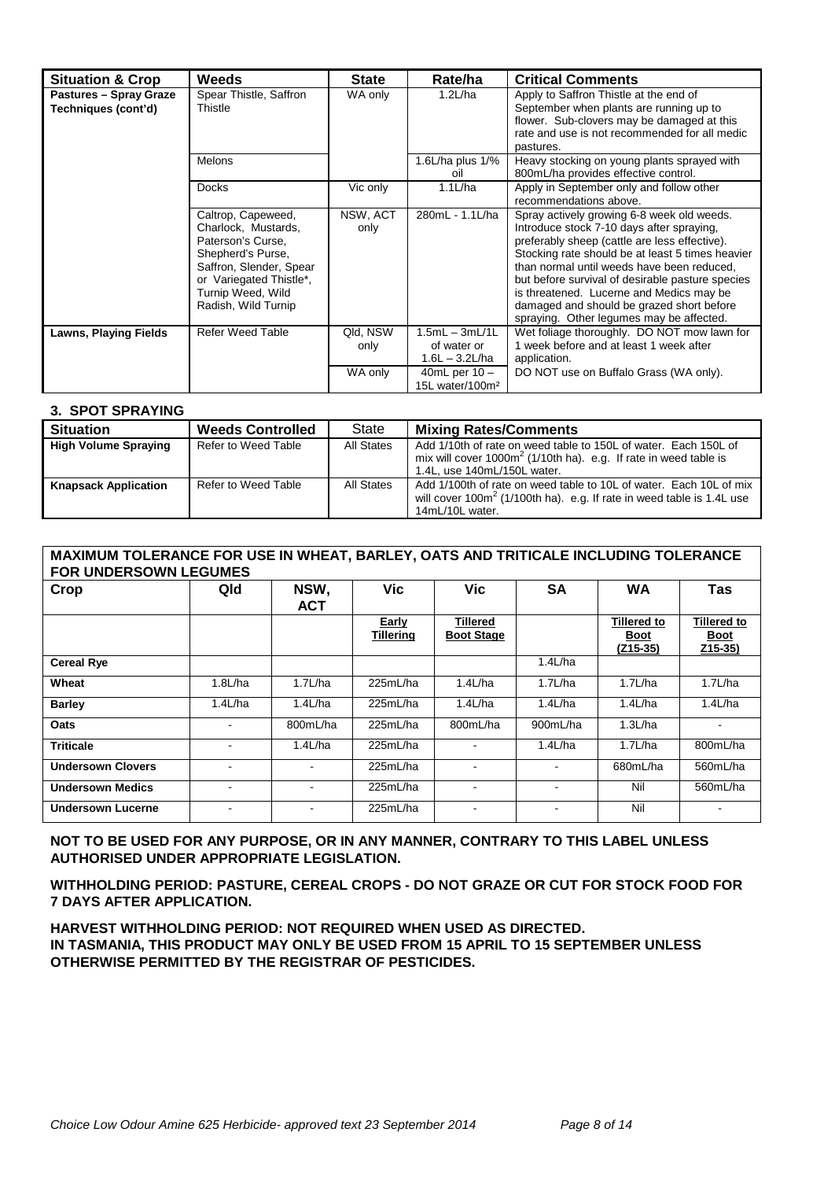| Situation & Crop | Weeds | State | Rate/ha | Critical Comments |
|---|---|---|---|---|
| **Pastures – Spray Graze Techniques (cont'd)** | Spear Thistle, Saffron Thistle | WA only | 1.2L/ha | Apply to Saffron Thistle at the end of September when plants are running up to flower. Sub-clovers may be damaged at this rate and use is not recommended for all medic pastures. |
| | Melons | | 1.6L/ha plus 1/% oil | Heavy stocking on young plants sprayed with 800mL/ha provides effective control. |
| | Docks | Vic only | 1.1L/ha | Apply in September only and follow other recommendations above. |
| | Caltrop, Capeweed, Charlock, Mustards, Paterson's Curse, Shepherd's Purse, Saffron, Slender, Spear or Variegated Thistle*, Turnip Weed, Wild Radish, Wild Turnip | NSW, ACT only | 280mL - 1.1L/ha | Spray actively growing 6-8 week old weeds. Introduce stock 7-10 days after spraying, preferably sheep (cattle are less effective). Stocking rate should be at least 5 times heavier than normal until weeds have been reduced, but before survival of desirable pasture species is threatened. Lucerne and Medics may be damaged and should be grazed short before spraying. Other legumes may be affected. |
| **Lawns, Playing Fields** | Refer Weed Table | Qld, NSW only | 1.5mL – 3mL/1L of water or 1.6L – 3.2L/ha | Wet foliage thoroughly. DO NOT mow lawn for 1 week before and at least 1 week after application. |
| | | WA only | 40mL per 10 – 15L water/100m² | DO NOT use on Buffalo Grass (WA only). |

### 3. SPOT SPRAYING

| Situation | Weeds Controlled | State | Mixing Rates/Comments |
|---|---|---|---|
| **High Volume Spraying** | Refer to Weed Table | All States | Add 1/10th of rate on weed table to 150L of water. Each 150L of mix will cover 1000m² (1/10th ha). e.g. If rate in weed table is 1.4L, use 140mL/150L water. |
| **Knapsack Application** | Refer to Weed Table | All States | Add 1/100th of rate on weed table to 10L of water. Each 10L of mix will cover 100m² (1/100th ha). e.g. If rate in weed table is 1.4L use 14mL/10L water. |

**MAXIMUM TOLERANCE FOR USE IN WHEAT, BARLEY, OATS AND TRITICALE INCLUDING TOLERANCE FOR UNDERSOWN LEGUMES**

| Crop | Qld | NSW, ACT | Vic | Vic | SA | WA | Tas |
|---|---|---|---|---|---|---|---|
| | | | Early Tillering | Tillered Boot Stage | | Tillered to Boot (Z15-35) | Tillered to Boot Z15-35) |
| **Cereal Rye** | | | | | 1.4L/ha | | |
| **Wheat** | 1.8L/ha | 1.7L/ha | 225mL/ha | 1.4L/ha | 1.7L/ha | 1.7L/ha | 1.7L/ha |
| **Barley** | 1.4L/ha | 1.4L/ha | 225mL/ha | 1.4L/ha | 1.4L/ha | 1.4L/ha | 1.4L/ha |
| **Oats** | - | 800mL/ha | 225mL/ha | 800mL/ha | 900mL/ha | 1.3L/ha | - |
| **Triticale** | - | 1.4L/ha | 225mL/ha | - | 1.4L/ha | 1.7L/ha | 800mL/ha |
| **Undersown Clovers** | - | - | 225mL/ha | - | - | 680mL/ha | 560mL/ha |
| **Undersown Medics** | - | - | 225mL/ha | - | - | Nil | 560mL/ha |
| **Undersown Lucerne** | - | - | 225mL/ha | - | - | Nil | - |

**NOT TO BE USED FOR ANY PURPOSE, OR IN ANY MANNER, CONTRARY TO THIS LABEL UNLESS AUTHORISED UNDER APPROPRIATE LEGISLATION.**

**WITHHOLDING PERIOD: PASTURE, CEREAL CROPS - DO NOT GRAZE OR CUT FOR STOCK FOOD FOR 7 DAYS AFTER APPLICATION.**

**HARVEST WITHHOLDING PERIOD: NOT REQUIRED WHEN USED AS DIRECTED.**
**IN TASMANIA, THIS PRODUCT MAY ONLY BE USED FROM 15 APRIL TO 15 SEPTEMBER UNLESS OTHERWISE PERMITTED BY THE REGISTRAR OF PESTICIDES.**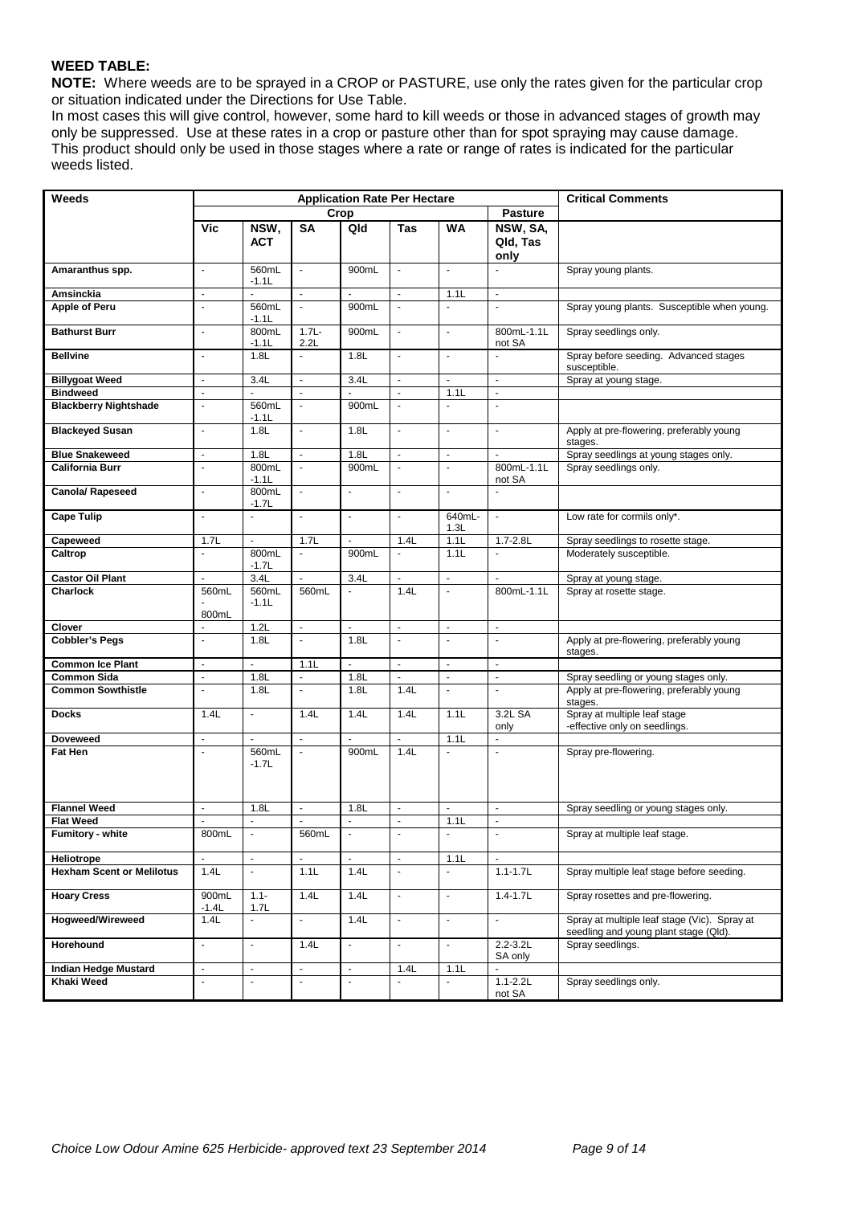**WEED TABLE:**

**NOTE:** Where weeds are to be sprayed in a CROP or PASTURE, use only the rates given for the particular crop or situation indicated under the Directions for Use Table.

In most cases this will give control, however, some hard to kill weeds or those in advanced stages of growth may only be suppressed. Use at these rates in a crop or pasture other than for spot spraying may cause damage. This product should only be used in those stages where a rate or range of rates is indicated for the particular weeds listed.

| Weeds | Application Rate Per Hectare | | | | | | | Critical Comments |
|---|---|---|---|---|---|---|---|---|
| | Crop | | | | | | Pasture | |
| | Vic | NSW, ACT | SA | Qld | Tas | WA | NSW, SA, Qld, Tas only | |
| **Amaranthus spp.** | - | 560mL -1.1L | - | 900mL | - | - | - | Spray young plants. |
| **Amsinckia** | - | - | - | - | - | 1.1L | - | |
| **Apple of Peru** | - | 560mL -1.1L | - | 900mL | - | - | - | Spray young plants. Susceptible when young. |
| **Bathurst Burr** | - | 800mL -1.1L | 1.7L- 2.2L | 900mL | - | - | 800mL-1.1L not SA | Spray seedlings only. |
| **Bellvine** | - | 1.8L | - | 1.8L | - | - | - | Spray before seeding. Advanced stages susceptible. |
| **Billygoat Weed** | - | 3.4L | - | 3.4L | - | - | - | Spray at young stage. |
| **Bindweed** | - | - | - | - | - | 1.1L | - | |
| **Blackberry Nightshade** | - | 560mL -1.1L | - | 900mL | - | - | - | |
| **Blackeyed Susan** | - | 1.8L | - | 1.8L | - | - | - | Apply at pre-flowering, preferably young stages. |
| **Blue Snakeweed** | - | 1.8L | - | 1.8L | - | - | - | Spray seedlings at young stages only. |
| **California Burr** | - | 800mL -1.1L | - | 900mL | - | - | 800mL-1.1L not SA | Spray seedlings only. |
| **Canola/ Rapeseed** | - | 800mL -1.7L | - | - | - | - | - | |
| **Cape Tulip** | - | - | - | - | - | 640mL- 1.3L | - | Low rate for cormils only*. |
| **Capeweed** | 1.7L | - | 1.7L | - | 1.4L | 1.1L | 1.7-2.8L | Spray seedlings to rosette stage. |
| **Caltrop** | - | 800mL -1.7L | - | 900mL | - | 1.1L | - | Moderately susceptible. |
| **Castor Oil Plant** | - | 3.4L | - | 3.4L | - | - | - | Spray at young stage. |
| **Charlock** | 560mL - 800mL | 560mL -1.1L | 560mL | - | 1.4L | - | 800mL-1.1L | Spray at rosette stage. |
| **Clover** | - | 1.2L | - | - | - | - | - | |
| **Cobbler's Pegs** | - | 1.8L | - | 1.8L | - | - | - | Apply at pre-flowering, preferably young stages. |
| **Common Ice Plant** | - | - | 1.1L | - | - | - | - | |
| **Common Sida** | - | 1.8L | - | 1.8L | - | - | - | Spray seedling or young stages only. |
| **Common Sowthistle** | - | 1.8L | - | 1.8L | 1.4L | - | - | Apply at pre-flowering, preferably young stages. |
| **Docks** | 1.4L | - | 1.4L | 1.4L | 1.4L | 1.1L | 3.2L SA only | Spray at multiple leaf stage -effective only on seedlings. |
| **Doveweed** | - | - | - | - | - | 1.1L | - | |
| **Fat Hen** | - | 560mL -1.7L | - | 900mL | 1.4L | - | - | Spray pre-flowering. |
| **Flannel Weed** | - | 1.8L | - | 1.8L | - | - | - | Spray seedling or young stages only. |
| **Flat Weed** | - | - | - | - | - | 1.1L | - | |
| **Fumitory - white** | 800mL | - | 560mL | - | - | - | - | Spray at multiple leaf stage. |
| **Heliotrope** | - | - | - | - | - | 1.1L | - | |
| **Hexham Scent or Melilotus** | 1.4L | - | 1.1L | 1.4L | - | - | 1.1-1.7L | Spray multiple leaf stage before seeding. |
| **Hoary Cress** | 900mL -1.4L | 1.1- 1.7L | 1.4L | 1.4L | - | - | 1.4-1.7L | Spray rosettes and pre-flowering. |
| **Hogweed/Wireweed** | 1.4L | - | - | 1.4L | - | - | - | Spray at multiple leaf stage (Vic). Spray at seedling and young plant stage (Qld). |
| **Horehound** | - | - | 1.4L | - | - | - | 2.2-3.2L SA only | Spray seedlings. |
| **Indian Hedge Mustard** | - | - | - | - | 1.4L | 1.1L | - | |
| **Khaki Weed** | - | - | - | - | - | - | 1.1-2.2L not SA | Spray seedlings only. |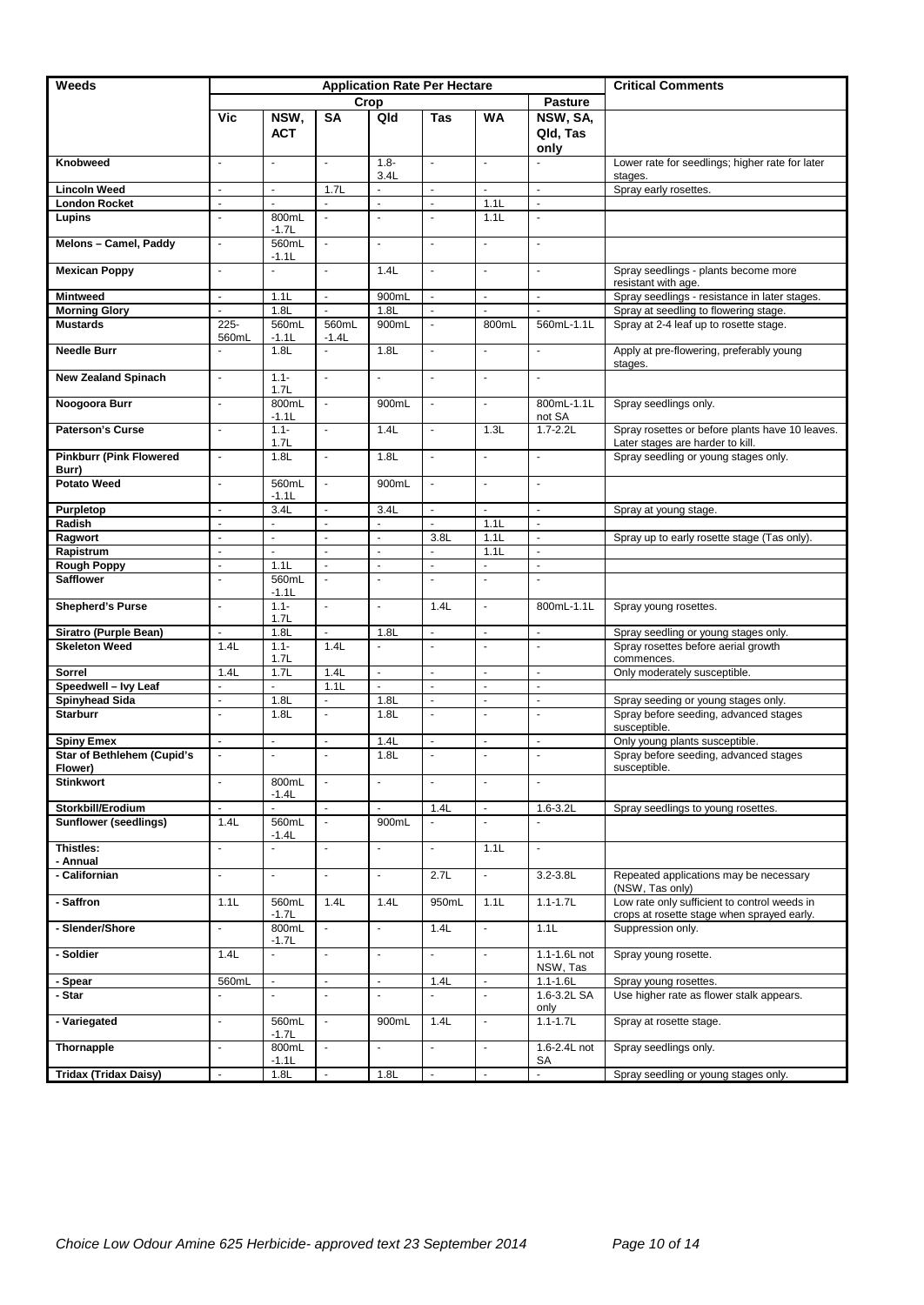| Weeds | Application Rate Per Hectare | | | | | | | Critical Comments |
|---|---|---|---|---|---|---|---|---|
| | Crop | | | | | | Pasture | |
| | Vic | NSW, ACT | SA | Qld | Tas | WA | NSW, SA, Qld, Tas only | |
| **Knobweed** | - | - | - | 1.8-3.4L | - | - | - | Lower rate for seedlings; higher rate for later stages. |
| **Lincoln Weed** | - | - | 1.7L | - | - | - | - | Spray early rosettes. |
| **London Rocket** | - | - | - | - | - | 1.1L | - | |
| **Lupins** | - | 800mL -1.7L | - | - | - | 1.1L | - | |
| **Melons – Camel, Paddy** | - | 560mL -1.1L | - | - | - | - | - | |
| **Mexican Poppy** | - | - | - | 1.4L | - | - | - | Spray seedlings - plants become more resistant with age. |
| **Mintweed** | - | 1.1L | - | 900mL | - | - | - | Spray seedlings - resistance in later stages. |
| **Morning Glory** | - | 1.8L | - | 1.8L | - | - | - | Spray at seedling to flowering stage. |
| **Mustards** | 225-560mL | 560mL -1.1L | 560mL -1.4L | 900mL | - | 800mL | 560mL-1.1L | Spray at 2-4 leaf up to rosette stage. |
| **Needle Burr** | - | 1.8L | - | 1.8L | - | - | - | Apply at pre-flowering, preferably young stages. |
| **New Zealand Spinach** | - | 1.1-1.7L | - | - | - | - | - | |
| **Noogoora Burr** | - | 800mL -1.1L | - | 900mL | - | - | 800mL-1.1L not SA | Spray seedlings only. |
| **Paterson's Curse** | - | 1.1-1.7L | - | 1.4L | - | 1.3L | 1.7-2.2L | Spray rosettes or before plants have 10 leaves. Later stages are harder to kill. |
| **Pinkburr (Pink Flowered Burr)** | - | 1.8L | - | 1.8L | - | - | - | Spray seedling or young stages only. |
| **Potato Weed** | - | 560mL -1.1L | - | 900mL | - | - | - | |
| **Purpletop** | - | 3.4L | - | 3.4L | - | - | - | Spray at young stage. |
| **Radish** | - | - | - | - | - | 1.1L | - | |
| **Ragwort** | - | - | - | - | 3.8L | 1.1L | - | Spray up to early rosette stage (Tas only). |
| **Rapistrum** | - | - | - | - | - | 1.1L | - | |
| **Rough Poppy** | - | 1.1L | - | - | - | - | - | |
| **Safflower** | - | 560mL -1.1L | - | - | - | - | - | |
| **Shepherd's Purse** | - | 1.1-1.7L | - | - | 1.4L | - | 800mL-1.1L | Spray young rosettes. |
| **Siratro (Purple Bean)** | - | 1.8L | - | 1.8L | - | - | - | Spray seedling or young stages only. |
| **Skeleton Weed** | 1.4L | 1.1-1.7L | 1.4L | - | - | - | - | Spray rosettes before aerial growth commences. |
| **Sorrel** | 1.4L | 1.7L | 1.4L | - | - | - | - | Only moderately susceptible. |
| **Speedwell – Ivy Leaf** | - | - | 1.1L | - | - | - | - | |
| **Spinyhead Sida** | - | 1.8L | - | 1.8L | - | - | - | Spray seeding or young stages only. |
| **Starburr** | - | 1.8L | - | 1.8L | - | - | - | Spray before seeding, advanced stages susceptible. |
| **Spiny Emex** | - | - | - | 1.4L | - | - | - | Only young plants susceptible. |
| **Star of Bethlehem (Cupid's Flower)** | - | - | - | 1.8L | - | - | - | Spray before seeding, advanced stages susceptible. |
| **Stinkwort** | - | 800mL -1.4L | - | - | - | - | - | |
| **Storkbill/Erodium** | - | - | - | - | 1.4L | - | 1.6-3.2L | Spray seedlings to young rosettes. |
| **Sunflower (seedlings)** | 1.4L | 560mL -1.4L | - | 900mL | - | - | - | |
| **Thistles:** **- Annual** | - | - | - | - | - | 1.1L | - | |
| **- Californian** | - | - | - | - | 2.7L | - | 3.2-3.8L | Repeated applications may be necessary (NSW, Tas only) |
| **- Saffron** | 1.1L | 560mL -1.7L | 1.4L | 1.4L | 950mL | 1.1L | 1.1-1.7L | Low rate only sufficient to control weeds in crops at rosette stage when sprayed early. |
| **- Slender/Shore** | - | 800mL -1.7L | - | - | 1.4L | - | 1.1L | Suppression only. |
| **- Soldier** | 1.4L | - | - | - | - | - | 1.1-1.6L not NSW, Tas | Spray young rosette. |
| **- Spear** | 560mL | - | - | - | 1.4L | - | 1.1-1.6L | Spray young rosettes. |
| **- Star** | - | - | - | - | - | - | 1.6-3.2L SA only | Use higher rate as flower stalk appears. |
| **- Variegated** | - | 560mL -1.7L | - | 900mL | 1.4L | - | 1.1-1.7L | Spray at rosette stage. |
| **Thornapple** | - | 800mL -1.1L | - | - | - | - | 1.6-2.4L not SA | Spray seedlings only. |
| **Tridax (Tridax Daisy)** | - | 1.8L | - | 1.8L | - | - | - | Spray seedling or young stages only. |

*Choice Low Odour Amine 625 Herbicide- approved text 23 September 2014*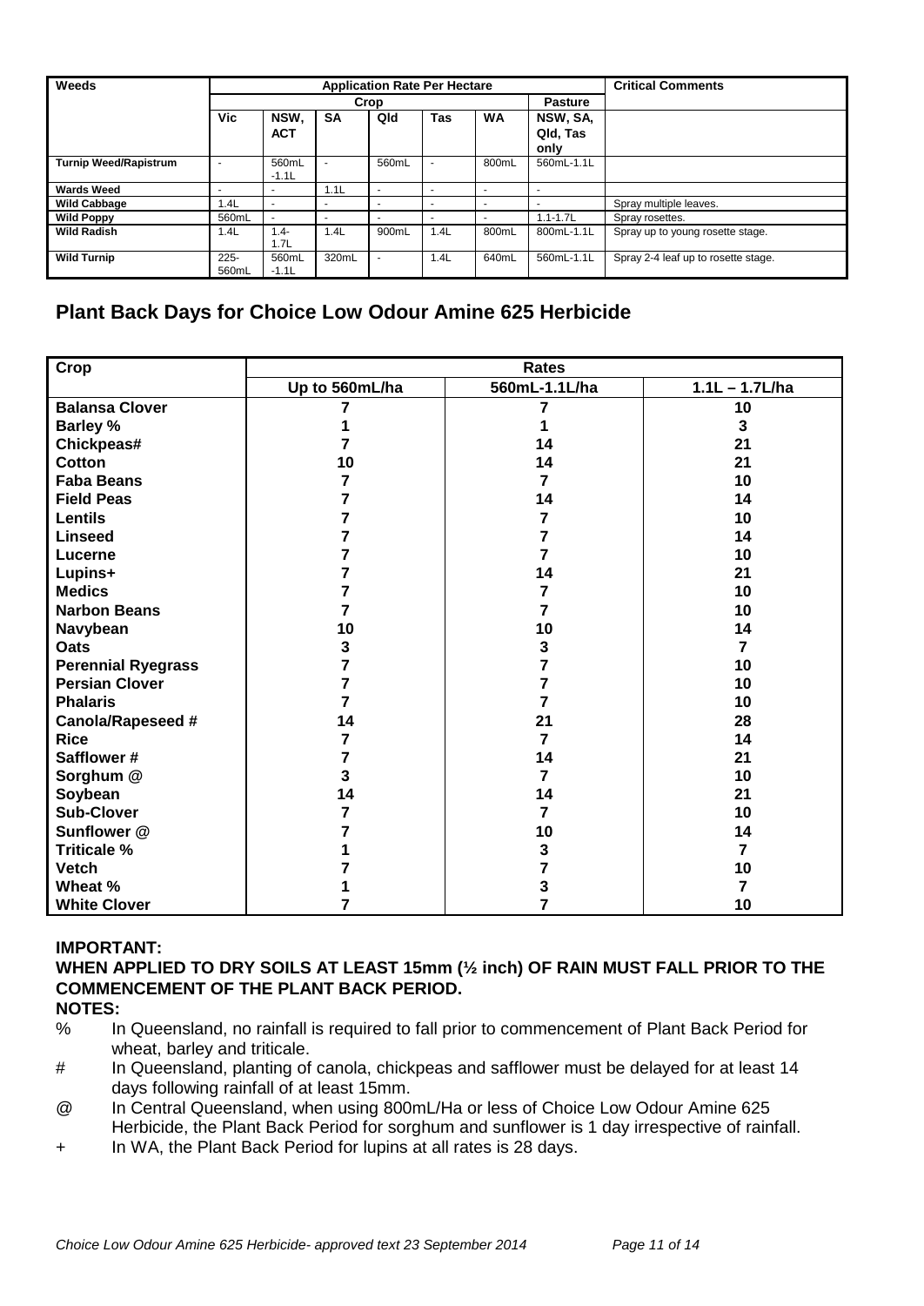| Weeds | Application Rate Per Hectare | | | | | | | Critical Comments |
|---|---|---|---|---|---|---|---|---|
| | Crop | | | | | | Pasture | |
| | Vic | NSW, ACT | SA | Qld | Tas | WA | NSW, SA, Qld, Tas only | |
| Turnip Weed/Rapistrum | - | 560mL -1.1L | - | 560mL | - | 800mL | 560mL-1.1L | |
| Wards Weed | - | - | 1.1L | - | - | - | - | |
| Wild Cabbage | 1.4L | - | - | - | - | - | - | Spray multiple leaves. |
| Wild Poppy | 560mL | - | - | - | - | - | 1.1-1.7L | Spray rosettes. |
| Wild Radish | 1.4L | 1.4-1.7L | 1.4L | 900mL | 1.4L | 800mL | 800mL-1.1L | Spray up to young rosette stage. |
| Wild Turnip | 225-560mL | 560mL -1.1L | 320mL | - | 1.4L | 640mL | 560mL-1.1L | Spray 2-4 leaf up to rosette stage. |

## Plant Back Days for Choice Low Odour Amine 625 Herbicide

| Crop | Rates | | |
|---|---|---|---|
| | Up to 560mL/ha | 560mL-1.1L/ha | 1.1L – 1.7L/ha |
| **Balansa Clover** | 7 | 7 | 10 |
| **Barley %** | 1 | 1 | 3 |
| **Chickpeas#** | 7 | 14 | 21 |
| **Cotton** | 10 | 14 | 21 |
| **Faba Beans** | 7 | 7 | 10 |
| **Field Peas** | 7 | 14 | 14 |
| **Lentils** | 7 | 7 | 10 |
| **Linseed** | 7 | 7 | 14 |
| **Lucerne** | 7 | 7 | 10 |
| **Lupins+** | 7 | 14 | 21 |
| **Medics** | 7 | 7 | 10 |
| **Narbon Beans** | 7 | 7 | 10 |
| **Navybean** | 10 | 10 | 14 |
| **Oats** | 3 | 3 | 7 |
| **Perennial Ryegrass** | 7 | 7 | 10 |
| **Persian Clover** | 7 | 7 | 10 |
| **Phalaris** | 7 | 7 | 10 |
| **Canola/Rapeseed #** | 14 | 21 | 28 |
| **Rice** | 7 | 7 | 14 |
| **Safflower #** | 7 | 14 | 21 |
| **Sorghum @** | 3 | 7 | 10 |
| **Soybean** | 14 | 14 | 21 |
| **Sub-Clover** | 7 | 7 | 10 |
| **Sunflower @** | 7 | 10 | 14 |
| **Triticale %** | 1 | 3 | 7 |
| **Vetch** | 7 | 7 | 10 |
| **Wheat %** | 1 | 3 | 7 |
| **White Clover** | 7 | 7 | 10 |

**IMPORTANT:**

**WHEN APPLIED TO DRY SOILS AT LEAST 15mm (½ inch) OF RAIN MUST FALL PRIOR TO THE COMMENCEMENT OF THE PLANT BACK PERIOD.**

**NOTES:**

% In Queensland, no rainfall is required to fall prior to commencement of Plant Back Period for wheat, barley and triticale.

# In Queensland, planting of canola, chickpeas and safflower must be delayed for at least 14 days following rainfall of at least 15mm.

@ In Central Queensland, when using 800mL/Ha or less of Choice Low Odour Amine 625 Herbicide, the Plant Back Period for sorghum and sunflower is 1 day irrespective of rainfall.

+ In WA, the Plant Back Period for lupins at all rates is 28 days.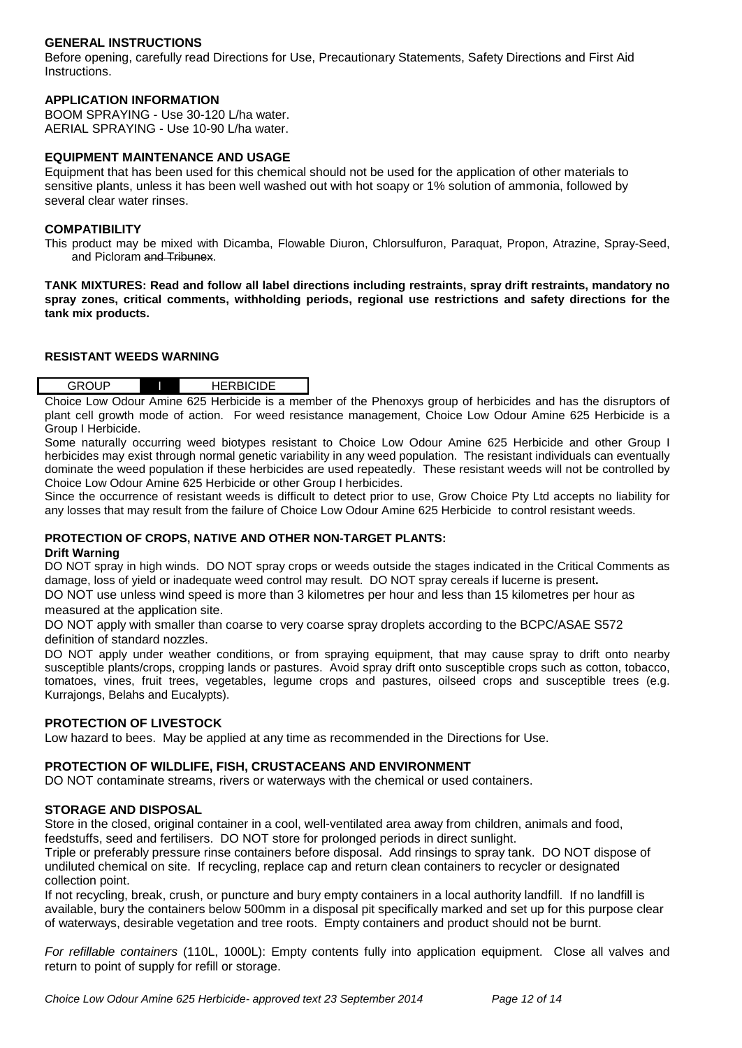### GENERAL INSTRUCTIONS

Before opening, carefully read Directions for Use, Precautionary Statements, Safety Directions and First Aid Instructions.

### APPLICATION INFORMATION

BOOM SPRAYING - Use 30-120 L/ha water.
AERIAL SPRAYING - Use 10-90 L/ha water.

### EQUIPMENT MAINTENANCE AND USAGE

Equipment that has been used for this chemical should not be used for the application of other materials to sensitive plants, unless it has been well washed out with hot soapy or 1% solution of ammonia, followed by several clear water rinses.

### COMPATIBILITY

This product may be mixed with Dicamba, Flowable Diuron, Chlorsulfuron, Paraquat, Propon, Atrazine, Spray-Seed, and Picloram ~~and Tribunex~~.

**TANK MIXTURES: Read and follow all label directions including restraints, spray drift restraints, mandatory no spray zones, critical comments, withholding periods, regional use restrictions and safety directions for the tank mix products.**

### RESISTANT WEEDS WARNING

| GROUP | I | HERBICIDE |
|---|---|---|

Choice Low Odour Amine 625 Herbicide is a member of the Phenoxys group of herbicides and has the disruptors of plant cell growth mode of action. For weed resistance management, Choice Low Odour Amine 625 Herbicide is a Group I Herbicide.

Some naturally occurring weed biotypes resistant to Choice Low Odour Amine 625 Herbicide and other Group I herbicides may exist through normal genetic variability in any weed population. The resistant individuals can eventually dominate the weed population if these herbicides are used repeatedly. These resistant weeds will not be controlled by Choice Low Odour Amine 625 Herbicide or other Group I herbicides.

Since the occurrence of resistant weeds is difficult to detect prior to use, Grow Choice Pty Ltd accepts no liability for any losses that may result from the failure of Choice Low Odour Amine 625 Herbicide to control resistant weeds.

### PROTECTION OF CROPS, NATIVE AND OTHER NON-TARGET PLANTS:

**Drift Warning**

DO NOT spray in high winds. DO NOT spray crops or weeds outside the stages indicated in the Critical Comments as damage, loss of yield or inadequate weed control may result. DO NOT spray cereals if lucerne is present**.**

DO NOT use unless wind speed is more than 3 kilometres per hour and less than 15 kilometres per hour as measured at the application site.

DO NOT apply with smaller than coarse to very coarse spray droplets according to the BCPC/ASAE S572 definition of standard nozzles.

DO NOT apply under weather conditions, or from spraying equipment, that may cause spray to drift onto nearby susceptible plants/crops, cropping lands or pastures. Avoid spray drift onto susceptible crops such as cotton, tobacco, tomatoes, vines, fruit trees, vegetables, legume crops and pastures, oilseed crops and susceptible trees (e.g. Kurrajongs, Belahs and Eucalypts).

### PROTECTION OF LIVESTOCK

Low hazard to bees. May be applied at any time as recommended in the Directions for Use.

### PROTECTION OF WILDLIFE, FISH, CRUSTACEANS AND ENVIRONMENT

DO NOT contaminate streams, rivers or waterways with the chemical or used containers.

### STORAGE AND DISPOSAL

Store in the closed, original container in a cool, well-ventilated area away from children, animals and food, feedstuffs, seed and fertilisers. DO NOT store for prolonged periods in direct sunlight.

Triple or preferably pressure rinse containers before disposal. Add rinsings to spray tank. DO NOT dispose of undiluted chemical on site. If recycling, replace cap and return clean containers to recycler or designated collection point.

If not recycling, break, crush, or puncture and bury empty containers in a local authority landfill. If no landfill is available, bury the containers below 500mm in a disposal pit specifically marked and set up for this purpose clear of waterways, desirable vegetation and tree roots. Empty containers and product should not be burnt.

*For refillable containers* (110L, 1000L): Empty contents fully into application equipment. Close all valves and return to point of supply for refill or storage.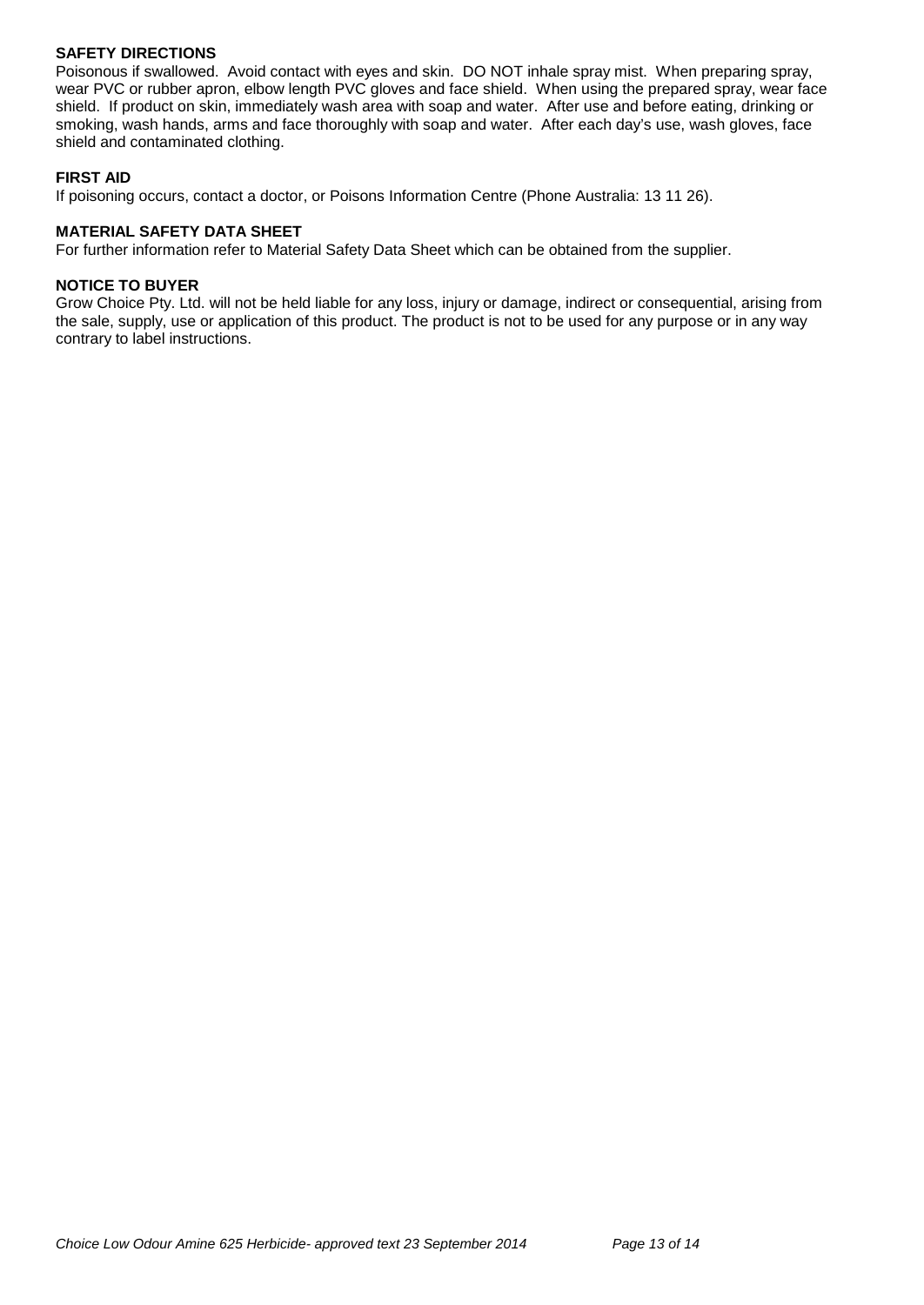## SAFETY DIRECTIONS

Poisonous if swallowed. Avoid contact with eyes and skin. DO NOT inhale spray mist. When preparing spray, wear PVC or rubber apron, elbow length PVC gloves and face shield. When using the prepared spray, wear face shield. If product on skin, immediately wash area with soap and water. After use and before eating, drinking or smoking, wash hands, arms and face thoroughly with soap and water. After each day's use, wash gloves, face shield and contaminated clothing.

## FIRST AID

If poisoning occurs, contact a doctor, or Poisons Information Centre (Phone Australia: 13 11 26).

## MATERIAL SAFETY DATA SHEET

For further information refer to Material Safety Data Sheet which can be obtained from the supplier.

## NOTICE TO BUYER

Grow Choice Pty. Ltd. will not be held liable for any loss, injury or damage, indirect or consequential, arising from the sale, supply, use or application of this product. The product is not to be used for any purpose or in any way contrary to label instructions.